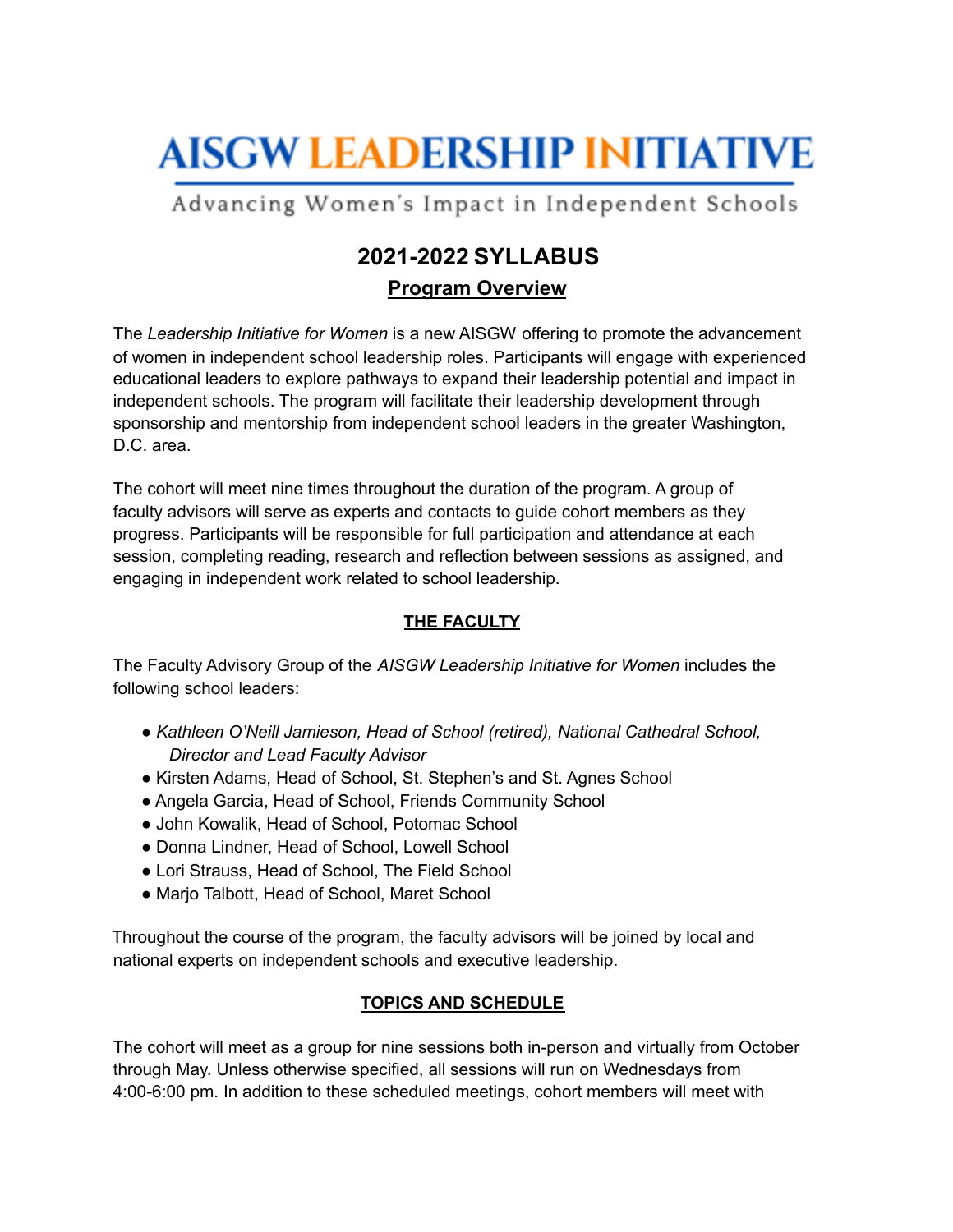# AISGW LEADERSHIP INITIATIVE

Advancing Women's Impact in Independent Schools

## 2021-2022 SYLLABUS

### Program Overview

The *Leadership Initiative for Women* is a new AISGW offering to promote the advancement of women in independent school leadership roles. Participants will engage with experienced educational leaders to explore pathways to expand their leadership potential and impact in independent schools. The program will facilitate their leadership development through sponsorship and mentorship from independent school leaders in the greater Washington, D.C. area.

The cohort will meet nine times throughout the duration of the program. A group of faculty advisors will serve as experts and contacts to guide cohort members as they progress. Participants will be responsible for full participation and attendance at each session, completing reading, research and reflection between sessions as assigned, and engaging in independent work related to school leadership.

### THE FACULTY

The Faculty Advisory Group of the *AISGW Leadership Initiative for Women* includes the following school leaders:

- *Kathleen O'Neill Jamieson, Head of School (retired), National Cathedral School, Director and Lead Faculty Advisor*
- Kirsten Adams, Head of School, St. Stephen's and St. Agnes School
- Angela Garcia, Head of School, Friends Community School
- John Kowalik, Head of School, Potomac School
- Donna Lindner, Head of School, Lowell School
- Lori Strauss, Head of School, The Field School
- Marjo Talbott, Head of School, Maret School

Throughout the course of the program, the faculty advisors will be joined by local and national experts on independent schools and executive leadership.

### TOPICS AND SCHEDULE

The cohort will meet as a group for nine sessions both in-person and virtually from October through May. Unless otherwise specified, all sessions will run on Wednesdays from 4:00-6:00 pm. In addition to these scheduled meetings, cohort members will meet with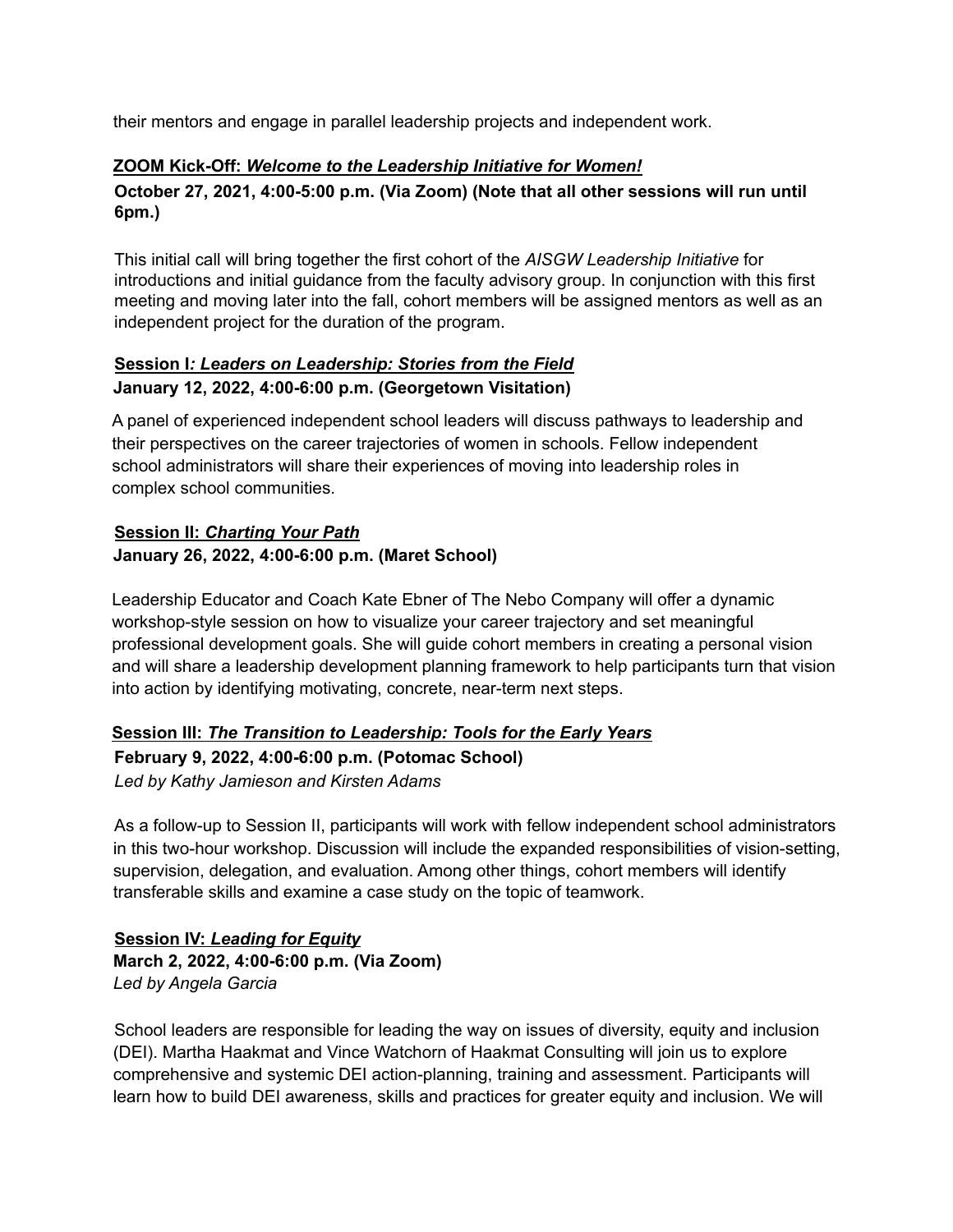their mentors and engage in parallel leadership projects and independent work.

**ZOOM Kick-Off: _Welcome to the Leadership Initiative for Women!_**

**October 27, 2021, 4:00-5:00 p.m. (Via Zoom) (Note that all other sessions will run until 6pm.)**

This initial call will bring together the first cohort of the *AISGW Leadership Initiative* for introductions and initial guidance from the faculty advisory group. In conjunction with this first meeting and moving later into the fall, cohort members will be assigned mentors as well as an independent project for the duration of the program.

**Session I*: Leaders on Leadership: Stories from the Field***

**January 12, 2022, 4:00-6:00 p.m. (Georgetown Visitation)**

A panel of experienced independent school leaders will discuss pathways to leadership and their perspectives on the career trajectories of women in schools. Fellow independent school administrators will share their experiences of moving into leadership roles in complex school communities.

**Session II: _Charting Your Path_**

**January 26, 2022, 4:00-6:00 p.m. (Maret School)**

Leadership Educator and Coach Kate Ebner of The Nebo Company will offer a dynamic workshop-style session on how to visualize your career trajectory and set meaningful professional development goals. She will guide cohort members in creating a personal vision and will share a leadership development planning framework to help participants turn that vision into action by identifying motivating, concrete, near-term next steps.

**Session III: _The Transition to Leadership: Tools for the Early Years_**

**February 9, 2022, 4:00-6:00 p.m. (Potomac School)**

*Led by Kathy Jamieson and Kirsten Adams*

As a follow-up to Session II, participants will work with fellow independent school administrators in this two-hour workshop. Discussion will include the expanded responsibilities of vision-setting, supervision, delegation, and evaluation. Among other things, cohort members will identify transferable skills and examine a case study on the topic of teamwork.

**Session IV: _Leading for Equity_**

**March 2, 2022, 4:00-6:00 p.m. (Via Zoom)**

*Led by Angela Garcia*

School leaders are responsible for leading the way on issues of diversity, equity and inclusion (DEI). Martha Haakmat and Vince Watchorn of Haakmat Consulting will join us to explore comprehensive and systemic DEI action-planning, training and assessment. Participants will learn how to build DEI awareness, skills and practices for greater equity and inclusion. We will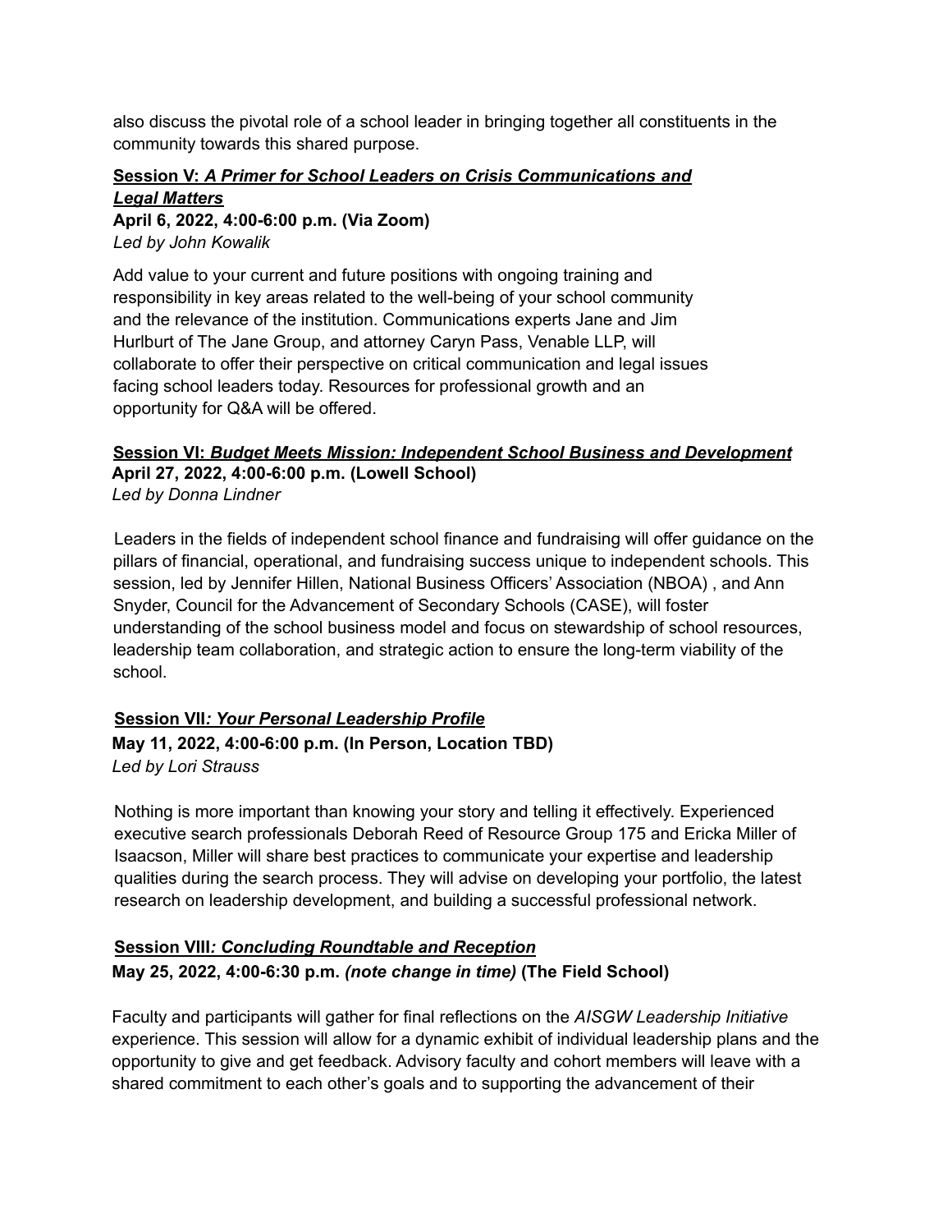also discuss the pivotal role of a school leader in bringing together all constituents in the community towards this shared purpose.

### **Session V:** ***A Primer for School Leaders on Crisis Communications and Legal Matters***

**April 6, 2022, 4:00-6:00 p.m. (Via Zoom)**
*Led by John Kowalik*

Add value to your current and future positions with ongoing training and responsibility in key areas related to the well-being of your school community and the relevance of the institution. Communications experts Jane and Jim Hurlburt of The Jane Group, and attorney Caryn Pass, Venable LLP, will collaborate to offer their perspective on critical communication and legal issues facing school leaders today. Resources for professional growth and an opportunity for Q&A will be offered.

### **Session VI:** ***Budget Meets Mission: Independent School Business and Development***

**April 27, 2022, 4:00-6:00 p.m. (Lowell School)**
*Led by Donna Lindner*

Leaders in the fields of independent school finance and fundraising will offer guidance on the pillars of financial, operational, and fundraising success unique to independent schools. This session, led by Jennifer Hillen, National Business Officers' Association (NBOA) , and Ann Snyder, Council for the Advancement of Secondary Schools (CASE), will foster understanding of the school business model and focus on stewardship of school resources, leadership team collaboration, and strategic action to ensure the long-term viability of the school.

### **Session VII*: Your Personal Leadership Profile***

**May 11, 2022, 4:00-6:00 p.m. (In Person, Location TBD)**
*Led by Lori Strauss*

Nothing is more important than knowing your story and telling it effectively. Experienced executive search professionals Deborah Reed of Resource Group 175 and Ericka Miller of Isaacson, Miller will share best practices to communicate your expertise and leadership qualities during the search process. They will advise on developing your portfolio, the latest research on leadership development, and building a successful professional network.

### **Session VIII*: Concluding Roundtable and Reception***

**May 25, 2022, 4:00-6:30 p.m.** ***(note change in time)*** **(The Field School)**

Faculty and participants will gather for final reflections on the *AISGW Leadership Initiative* experience. This session will allow for a dynamic exhibit of individual leadership plans and the opportunity to give and get feedback. Advisory faculty and cohort members will leave with a shared commitment to each other's goals and to supporting the advancement of their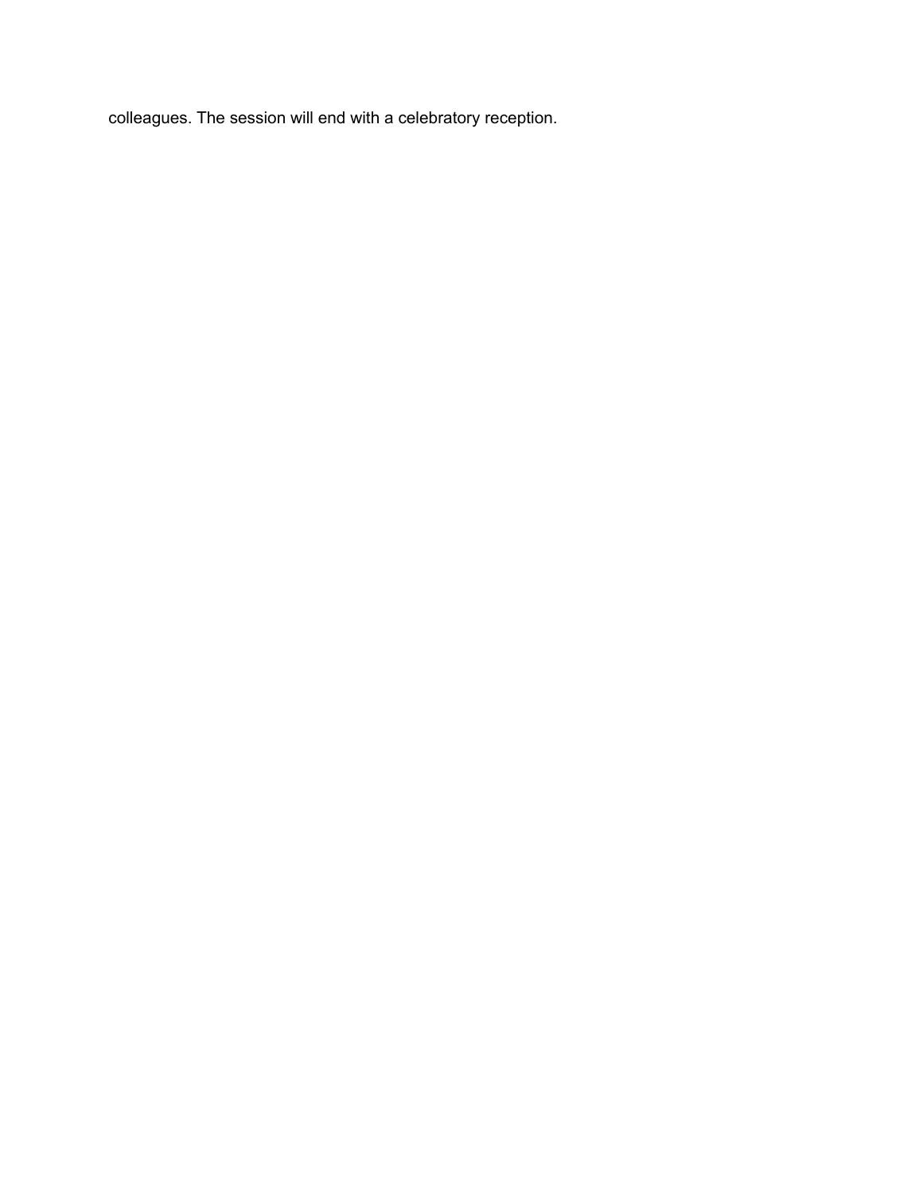colleagues. The session will end with a celebratory reception.